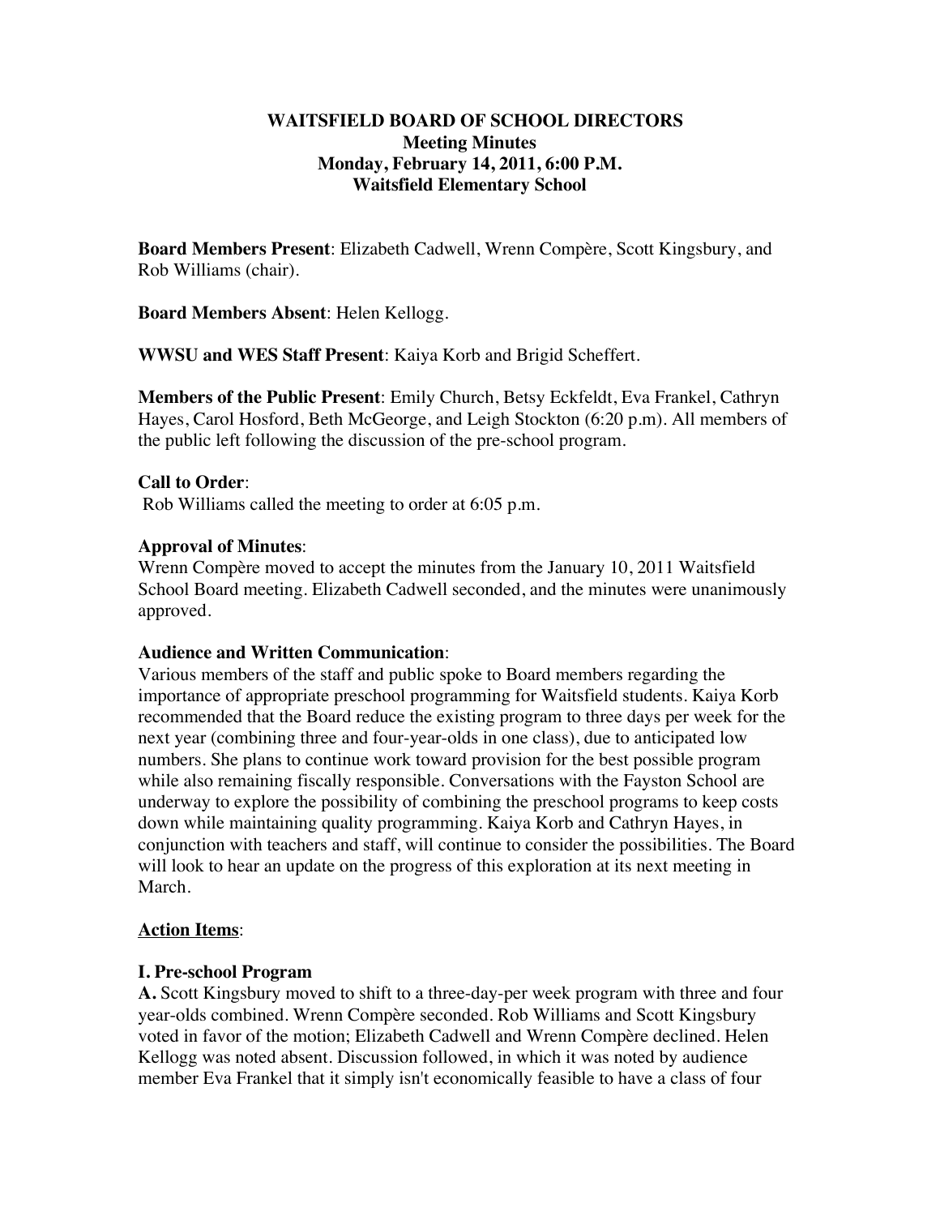# WAITSFIELD BOARD OF SCHOOL DIRECTORS
## Meeting Minutes
## Monday, February 14, 2011, 6:00 P.M.
## Waitsfield Elementary School

**Board Members Present**: Elizabeth Cadwell, Wrenn Compère, Scott Kingsbury, and Rob Williams (chair).

**Board Members Absent**: Helen Kellogg.

**WWSU and WES Staff Present**: Kaiya Korb and Brigid Scheffert.

**Members of the Public Present**: Emily Church, Betsy Eckfeldt, Eva Frankel, Cathryn Hayes, Carol Hosford, Beth McGeorge, and Leigh Stockton (6:20 p.m). All members of the public left following the discussion of the pre-school program.

**Call to Order**:

Rob Williams called the meeting to order at 6:05 p.m.

**Approval of Minutes**:

Wrenn Compère moved to accept the minutes from the January 10, 2011 Waitsfield School Board meeting. Elizabeth Cadwell seconded, and the minutes were unanimously approved.

**Audience and Written Communication**:

Various members of the staff and public spoke to Board members regarding the importance of appropriate preschool programming for Waitsfield students. Kaiya Korb recommended that the Board reduce the existing program to three days per week for the next year (combining three and four-year-olds in one class), due to anticipated low numbers. She plans to continue work toward provision for the best possible program while also remaining fiscally responsible. Conversations with the Fayston School are underway to explore the possibility of combining the preschool programs to keep costs down while maintaining quality programming. Kaiya Korb and Cathryn Hayes, in conjunction with teachers and staff, will continue to consider the possibilities. The Board will look to hear an update on the progress of this exploration at its next meeting in March.

**Action Items**:

**I. Pre-school Program**

**A.** Scott Kingsbury moved to shift to a three-day-per week program with three and four year-olds combined. Wrenn Compère seconded. Rob Williams and Scott Kingsbury voted in favor of the motion; Elizabeth Cadwell and Wrenn Compère declined. Helen Kellogg was noted absent. Discussion followed, in which it was noted by audience member Eva Frankel that it simply isn't economically feasible to have a class of four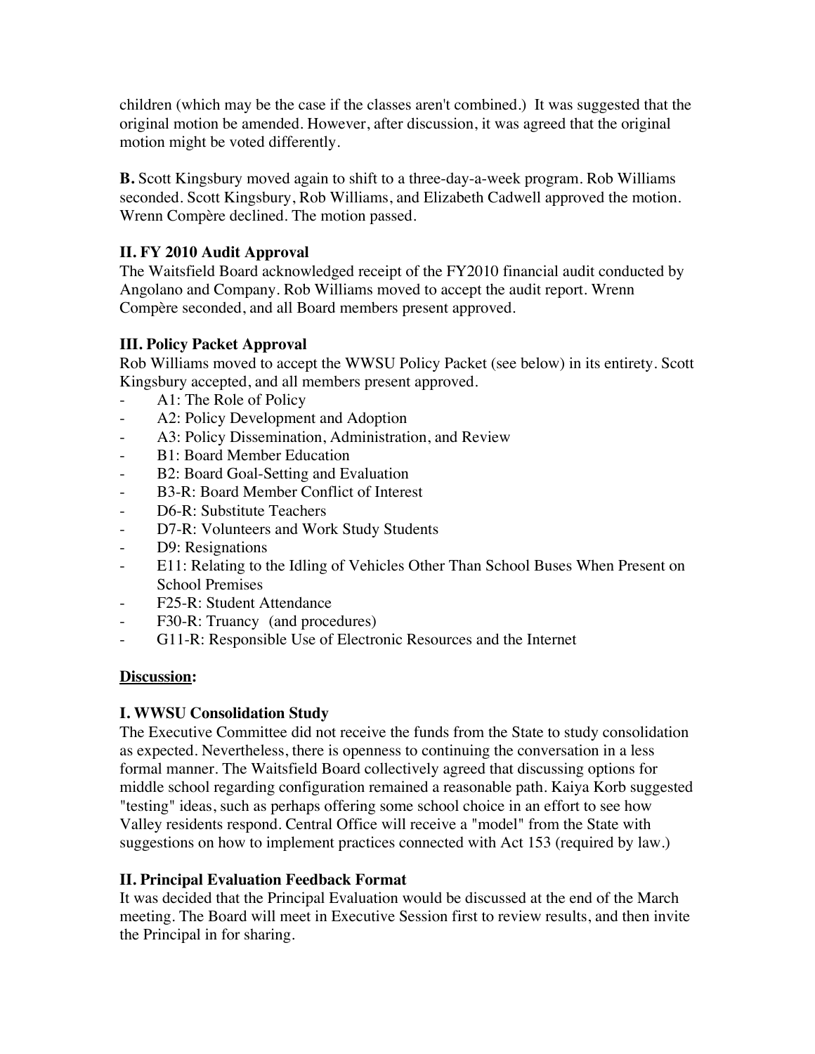children (which may be the case if the classes aren't combined.) It was suggested that the original motion be amended. However, after discussion, it was agreed that the original motion might be voted differently.

**B.** Scott Kingsbury moved again to shift to a three-day-a-week program. Rob Williams seconded. Scott Kingsbury, Rob Williams, and Elizabeth Cadwell approved the motion. Wrenn Compère declined. The motion passed.

**II. FY 2010 Audit Approval**

The Waitsfield Board acknowledged receipt of the FY2010 financial audit conducted by Angolano and Company. Rob Williams moved to accept the audit report. Wrenn Compère seconded, and all Board members present approved.

**III. Policy Packet Approval**

Rob Williams moved to accept the WWSU Policy Packet (see below) in its entirety. Scott Kingsbury accepted, and all members present approved.

- A1: The Role of Policy
- A2: Policy Development and Adoption
- A3: Policy Dissemination, Administration, and Review
- B1: Board Member Education
- B2: Board Goal-Setting and Evaluation
- B3-R: Board Member Conflict of Interest
- D6-R: Substitute Teachers
- D7-R: Volunteers and Work Study Students
- D9: Resignations
- E11: Relating to the Idling of Vehicles Other Than School Buses When Present on School Premises
- F25-R: Student Attendance
- F30-R: Truancy (and procedures)
- G11-R: Responsible Use of Electronic Resources and the Internet

**<u>Discussion:</u>**

**I. WWSU Consolidation Study**

The Executive Committee did not receive the funds from the State to study consolidation as expected. Nevertheless, there is openness to continuing the conversation in a less formal manner. The Waitsfield Board collectively agreed that discussing options for middle school regarding configuration remained a reasonable path. Kaiya Korb suggested "testing" ideas, such as perhaps offering some school choice in an effort to see how Valley residents respond. Central Office will receive a "model" from the State with suggestions on how to implement practices connected with Act 153 (required by law.)

**II. Principal Evaluation Feedback Format**

It was decided that the Principal Evaluation would be discussed at the end of the March meeting. The Board will meet in Executive Session first to review results, and then invite the Principal in for sharing.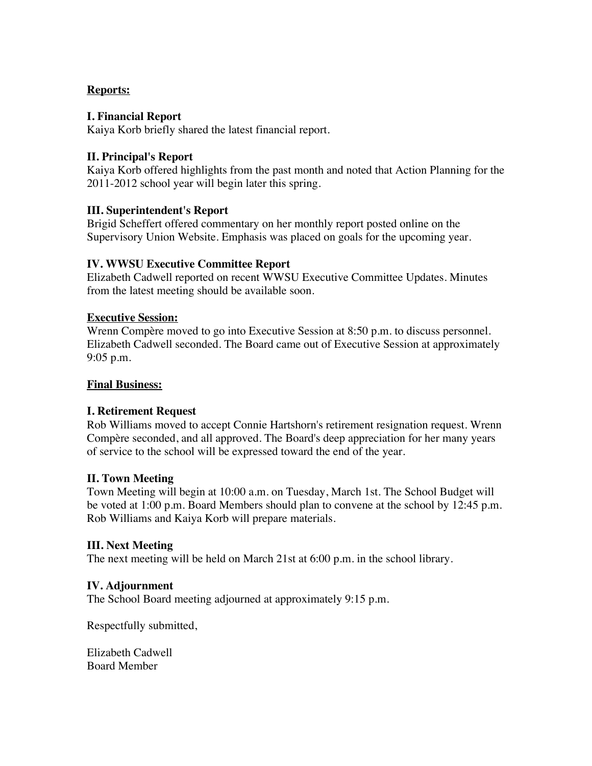**Reports:**

**I. Financial Report**
Kaiya Korb briefly shared the latest financial report.

**II. Principal's Report**
Kaiya Korb offered highlights from the past month and noted that Action Planning for the 2011-2012 school year will begin later this spring.

**III. Superintendent's Report**
Brigid Scheffert offered commentary on her monthly report posted online on the Supervisory Union Website. Emphasis was placed on goals for the upcoming year.

**IV. WWSU Executive Committee Report**
Elizabeth Cadwell reported on recent WWSU Executive Committee Updates. Minutes from the latest meeting should be available soon.

**Executive Session:**
Wrenn Compère moved to go into Executive Session at 8:50 p.m. to discuss personnel. Elizabeth Cadwell seconded. The Board came out of Executive Session at approximately 9:05 p.m.

**Final Business:**

**I. Retirement Request**
Rob Williams moved to accept Connie Hartshorn's retirement resignation request. Wrenn Compère seconded, and all approved. The Board's deep appreciation for her many years of service to the school will be expressed toward the end of the year.

**II. Town Meeting**
Town Meeting will begin at 10:00 a.m. on Tuesday, March 1st. The School Budget will be voted at 1:00 p.m. Board Members should plan to convene at the school by 12:45 p.m. Rob Williams and Kaiya Korb will prepare materials.

**III. Next Meeting**
The next meeting will be held on March 21st at 6:00 p.m. in the school library.

**IV. Adjournment**
The School Board meeting adjourned at approximately 9:15 p.m.

Respectfully submitted,

Elizabeth Cadwell
Board Member